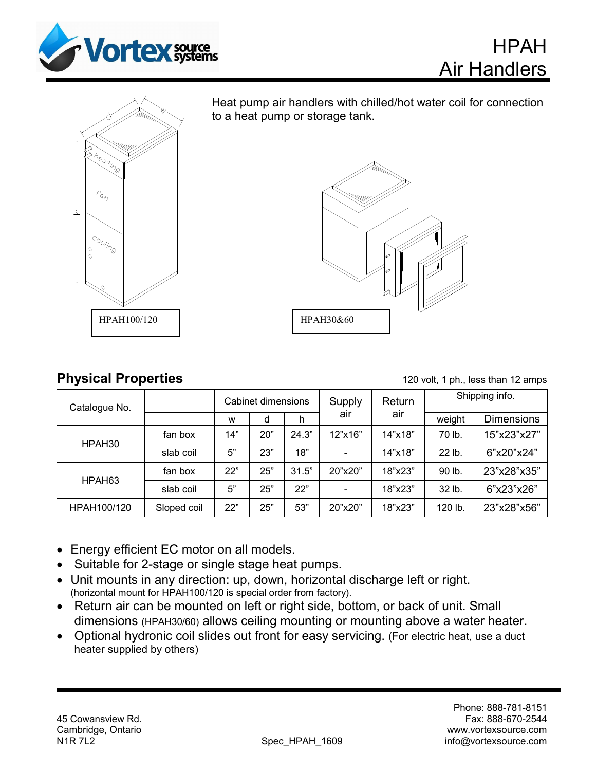# HPAH Air Handlers

Heat pump air handlers with chilled/hot water coil for connection to a heat pump or storage tank.

HPAH100/120

HPAH30&60

## Physical Properties

120 volt, 1 ph., less than 12 amps

| Catalogue No. | | Cabinet dimensions | | | Supply air | Return air | Shipping info. | |
|---|---|---|---|---|---|---|---|---|
| | | w | d | h | | | weight | Dimensions |
| HPAH30 | fan box | 14" | 20" | 24.3" | 12"x16" | 14"x18" | 70 lb. | 15"x23"x27" |
| | slab coil | 5" | 23" | 18" | - | 14"x18" | 22 lb. | 6"x20"x24" |
| HPAH63 | fan box | 22" | 25" | 31.5" | 20"x20" | 18"x23" | 90 lb. | 23"x28"x35" |
| | slab coil | 5" | 25" | 22" | - | 18"x23" | 32 lb. | 6"x23"x26" |
| HPAH100/120 | Sloped coil | 22" | 25" | 53" | 20"x20" | 18"x23" | 120 lb. | 23"x28"x56" |

- Energy efficient EC motor on all models.
- Suitable for 2-stage or single stage heat pumps.
- Unit mounts in any direction: up, down, horizontal discharge left or right. (horizontal mount for HPAH100/120 is special order from factory).
- Return air can be mounted on left or right side, bottom, or back of unit. Small dimensions (HPAH30/60) allows ceiling mounting or mounting above a water heater.
- Optional hydronic coil slides out front for easy servicing. (For electric heat, use a duct heater supplied by others)

45 Cowansview Rd.
Cambridge, Ontario
N1R 7L2

Spec_HPAH_1609

Phone: 888-781-8151
Fax: 888-670-2544
www.vortexsource.com
info@vortexsource.com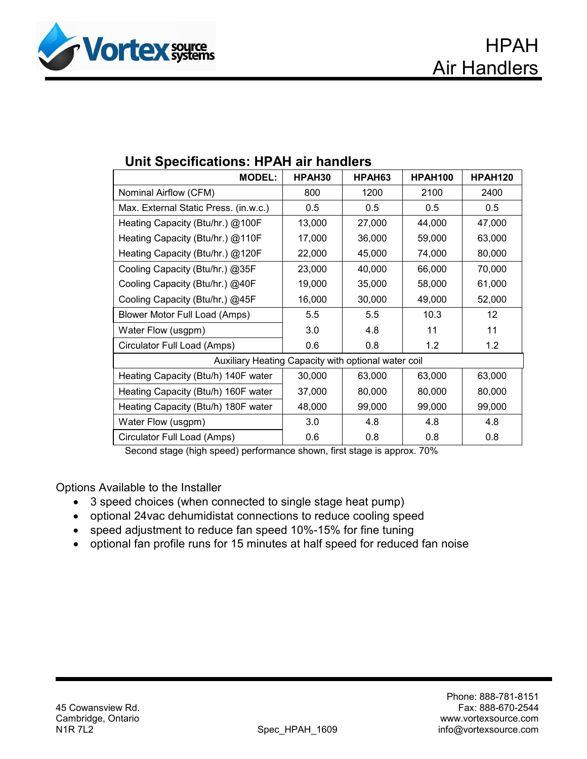# HPAH Air Handlers

## Unit Specifications: HPAH air handlers

| MODEL: | HPAH30 | HPAH63 | HPAH100 | HPAH120 |
|---|---|---|---|---|
| Nominal Airflow (CFM) | 800 | 1200 | 2100 | 2400 |
| Max. External Static Press. (in.w.c.) | 0.5 | 0.5 | 0.5 | 0.5 |
| Heating Capacity (Btu/hr.) @100F | 13,000 | 27,000 | 44,000 | 47,000 |
| Heating Capacity (Btu/hr.) @110F | 17,000 | 36,000 | 59,000 | 63,000 |
| Heating Capacity (Btu/hr.) @120F | 22,000 | 45,000 | 74,000 | 80,000 |
| Cooling Capacity (Btu/hr.) @35F | 23,000 | 40,000 | 66,000 | 70,000 |
| Cooling Capacity (Btu/hr.) @40F | 19,000 | 35,000 | 58,000 | 61,000 |
| Cooling Capacity (Btu/hr.) @45F | 16,000 | 30,000 | 49,000 | 52,000 |
| Blower Motor Full Load (Amps) | 5.5 | 5.5 | 10.3 | 12 |
| Water Flow (usgpm) | 3.0 | 4.8 | 11 | 11 |
| Circulator Full Load (Amps) | 0.6 | 0.8 | 1.2 | 1.2 |
| Auxiliary Heating Capacity with optional water coil | | | | |
| Heating Capacity (Btu/h) 140F water | 30,000 | 63,000 | 63,000 | 63,000 |
| Heating Capacity (Btu/h) 160F water | 37,000 | 80,000 | 80,000 | 80,000 |
| Heating Capacity (Btu/h) 180F water | 48,000 | 99,000 | 99,000 | 99,000 |
| Water Flow (usgpm) | 3.0 | 4.8 | 4.8 | 4.8 |
| Circulator Full Load (Amps) | 0.6 | 0.8 | 0.8 | 0.8 |

Second stage (high speed) performance shown, first stage is approx. 70%

Options Available to the Installer

- 3 speed choices (when connected to single stage heat pump)
- optional 24vac dehumidistat connections to reduce cooling speed
- speed adjustment to reduce fan speed 10%-15% for fine tuning
- optional fan profile runs for 15 minutes at half speed for reduced fan noise

45 Cowansview Rd.
Cambridge, Ontario
N1R 7L2

Spec_HPAH_1609

Phone: 888-781-8151
Fax: 888-670-2544
www.vortexsource.com
info@vortexsource.com